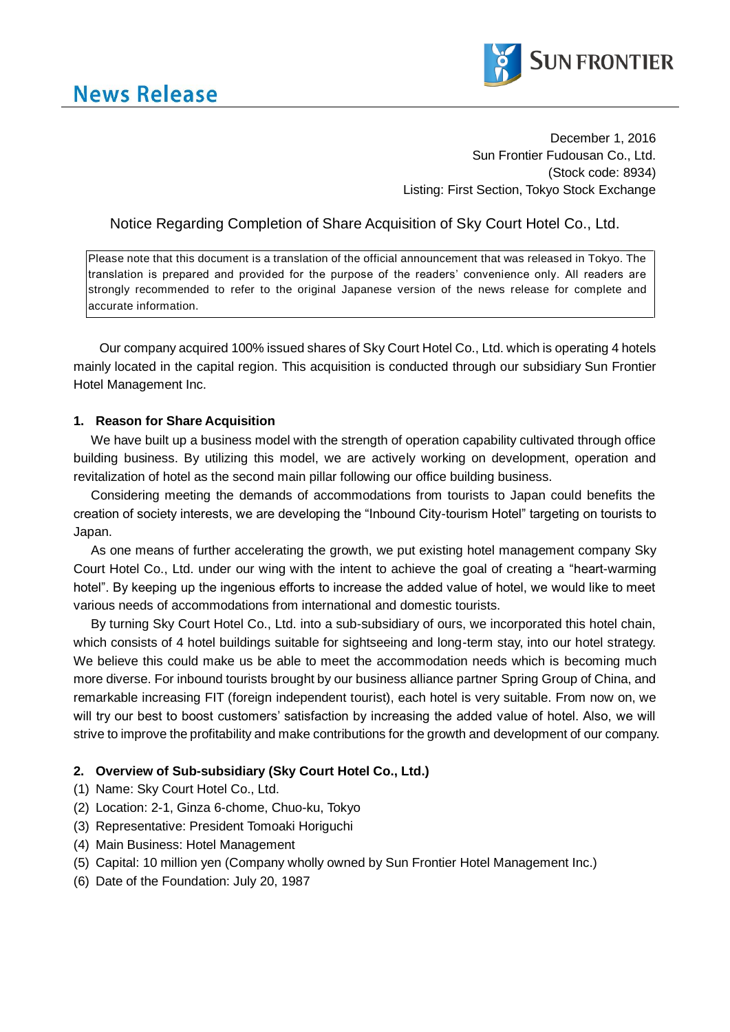# News Release

SUN FRONTIER

December 1, 2016
Sun Frontier Fudousan Co., Ltd.
(Stock code: 8934)
Listing: First Section, Tokyo Stock Exchange

## Notice Regarding Completion of Share Acquisition of Sky Court Hotel Co., Ltd.

> Please note that this document is a translation of the official announcement that was released in Tokyo. The translation is prepared and provided for the purpose of the readers' convenience only. All readers are strongly recommended to refer to the original Japanese version of the news release for complete and accurate information.

Our company acquired 100% issued shares of Sky Court Hotel Co., Ltd. which is operating 4 hotels mainly located in the capital region. This acquisition is conducted through our subsidiary Sun Frontier Hotel Management Inc.

### 1. Reason for Share Acquisition

We have built up a business model with the strength of operation capability cultivated through office building business. By utilizing this model, we are actively working on development, operation and revitalization of hotel as the second main pillar following our office building business.

Considering meeting the demands of accommodations from tourists to Japan could benefits the creation of society interests, we are developing the "Inbound City-tourism Hotel" targeting on tourists to Japan.

As one means of further accelerating the growth, we put existing hotel management company Sky Court Hotel Co., Ltd. under our wing with the intent to achieve the goal of creating a "heart-warming hotel". By keeping up the ingenious efforts to increase the added value of hotel, we would like to meet various needs of accommodations from international and domestic tourists.

By turning Sky Court Hotel Co., Ltd. into a sub-subsidiary of ours, we incorporated this hotel chain, which consists of 4 hotel buildings suitable for sightseeing and long-term stay, into our hotel strategy. We believe this could make us be able to meet the accommodation needs which is becoming much more diverse. For inbound tourists brought by our business alliance partner Spring Group of China, and remarkable increasing FIT (foreign independent tourist), each hotel is very suitable. From now on, we will try our best to boost customers' satisfaction by increasing the added value of hotel. Also, we will strive to improve the profitability and make contributions for the growth and development of our company.

### 2. Overview of Sub-subsidiary (Sky Court Hotel Co., Ltd.)

(1) Name: Sky Court Hotel Co., Ltd.
(2) Location: 2-1, Ginza 6-chome, Chuo-ku, Tokyo
(3) Representative: President Tomoaki Horiguchi
(4) Main Business: Hotel Management
(5) Capital: 10 million yen (Company wholly owned by Sun Frontier Hotel Management Inc.)
(6) Date of the Foundation: July 20, 1987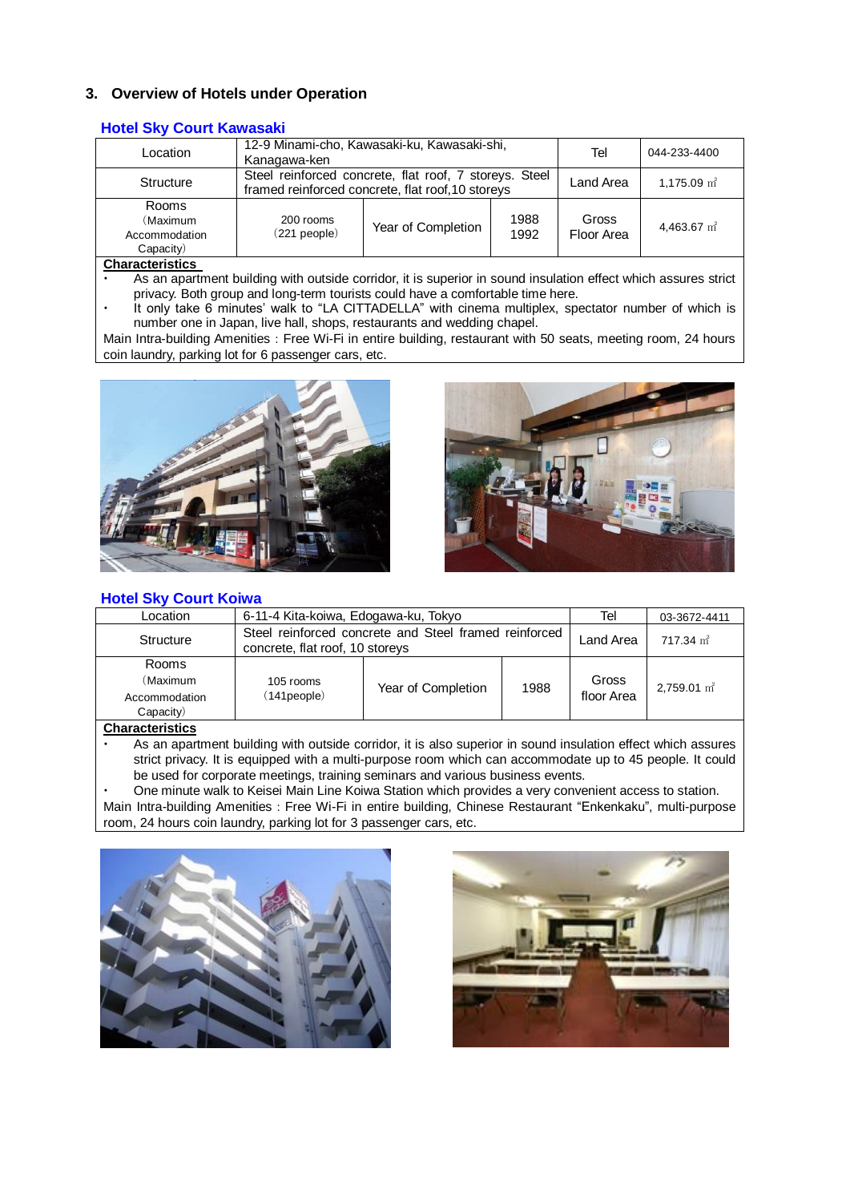## 3. Overview of Hotels under Operation

### Hotel Sky Court Kawasaki

| Location | 12-9 Minami-cho, Kawasaki-ku, Kawasaki-shi, Kanagawa-ken | | | Tel | 044-233-4400 |
|---|---|---|---|---|---|
| Structure | Steel reinforced concrete, flat roof, 7 storeys. Steel framed reinforced concrete, flat roof,10 storeys | | | Land Area | 1,175.09 ㎡ |
| Rooms (Maximum Accommodation Capacity) | 200 rooms (221 people) | Year of Completion | 1988 1992 | Gross Floor Area | 4,463.67 ㎡ |

**Characteristics**

- As an apartment building with outside corridor, it is superior in sound insulation effect which assures strict privacy. Both group and long-term tourists could have a comfortable time here.
- It only take 6 minutes' walk to "LA CITTADELLA" with cinema multiplex, spectator number of which is number one in Japan, live hall, shops, restaurants and wedding chapel.

Main Intra-building Amenities : Free Wi-Fi in entire building, restaurant with 50 seats, meeting room, 24 hours coin laundry, parking lot for 6 passenger cars, etc.

### Hotel Sky Court Koiwa

| Location | 6-11-4 Kita-koiwa, Edogawa-ku, Tokyo | | | Tel | 03-3672-4411 |
|---|---|---|---|---|---|
| Structure | Steel reinforced concrete and Steel framed reinforced concrete, flat roof, 10 storeys | | | Land Area | 717.34 ㎡ |
| Rooms (Maximum Accommodation Capacity) | 105 rooms (141people) | Year of Completion | 1988 | Gross floor Area | 2,759.01 ㎡ |

**Characteristics**

- As an apartment building with outside corridor, it is also superior in sound insulation effect which assures strict privacy. It is equipped with a multi-purpose room which can accommodate up to 45 people. It could be used for corporate meetings, training seminars and various business events.
- One minute walk to Keisei Main Line Koiwa Station which provides a very convenient access to station.

Main Intra-building Amenities : Free Wi-Fi in entire building, Chinese Restaurant "Enkenkaku", multi-purpose room, 24 hours coin laundry, parking lot for 3 passenger cars, etc.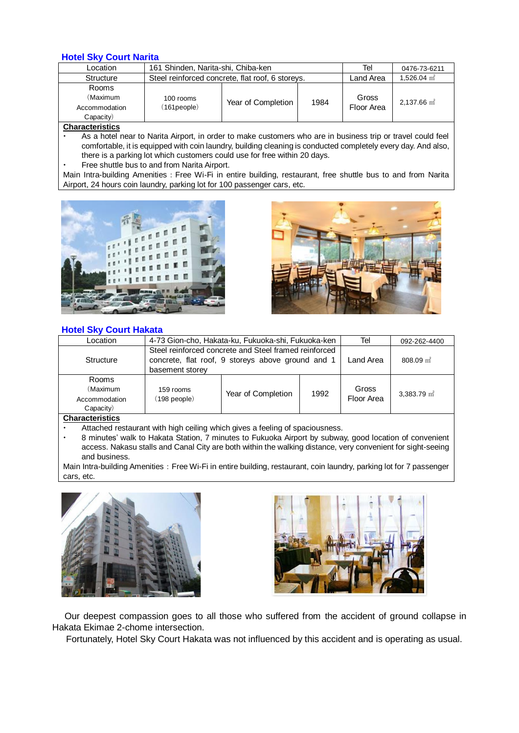## Hotel Sky Court Narita

| Location | 161 Shinden, Narita-shi, Chiba-ken | | | Tel | 0476-73-6211 |
|---|---|---|---|---|---|
| Structure | Steel reinforced concrete, flat roof, 6 storeys. | | | Land Area | 1,526.04 ㎡ |
| Rooms (Maximum Accommodation Capacity) | 100 rooms (161people) | Year of Completion | 1984 | Gross Floor Area | 2,137.66 ㎡ |

**Characteristics**

- As a hotel near to Narita Airport, in order to make customers who are in business trip or travel could feel comfortable, it is equipped with coin laundry, building cleaning is conducted completely every day. And also, there is a parking lot which customers could use for free within 20 days.
- Free shuttle bus to and from Narita Airport.

Main Intra-building Amenities：Free Wi-Fi in entire building, restaurant, free shuttle bus to and from Narita Airport, 24 hours coin laundry, parking lot for 100 passenger cars, etc.

## Hotel Sky Court Hakata

| Location | 4-73 Gion-cho, Hakata-ku, Fukuoka-shi, Fukuoka-ken | | | Tel | 092-262-4400 |
|---|---|---|---|---|---|
| Structure | Steel reinforced concrete and Steel framed reinforced concrete, flat roof, 9 storeys above ground and 1 basement storey | | | Land Area | 808.09 ㎡ |
| Rooms (Maximum Accommodation Capacity) | 159 rooms (198 people) | Year of Completion | 1992 | Gross Floor Area | 3,383.79 ㎡ |

**Characteristics**

- Attached restaurant with high ceiling which gives a feeling of spaciousness.
- 8 minutes' walk to Hakata Station, 7 minutes to Fukuoka Airport by subway, good location of convenient access. Nakasu stalls and Canal City are both within the walking distance, very convenient for sight-seeing and business.

Main Intra-building Amenities：Free Wi-Fi in entire building, restaurant, coin laundry, parking lot for 7 passenger cars, etc.

Our deepest compassion goes to all those who suffered from the accident of ground collapse in Hakata Ekimae 2-chome intersection.

Fortunately, Hotel Sky Court Hakata was not influenced by this accident and is operating as usual.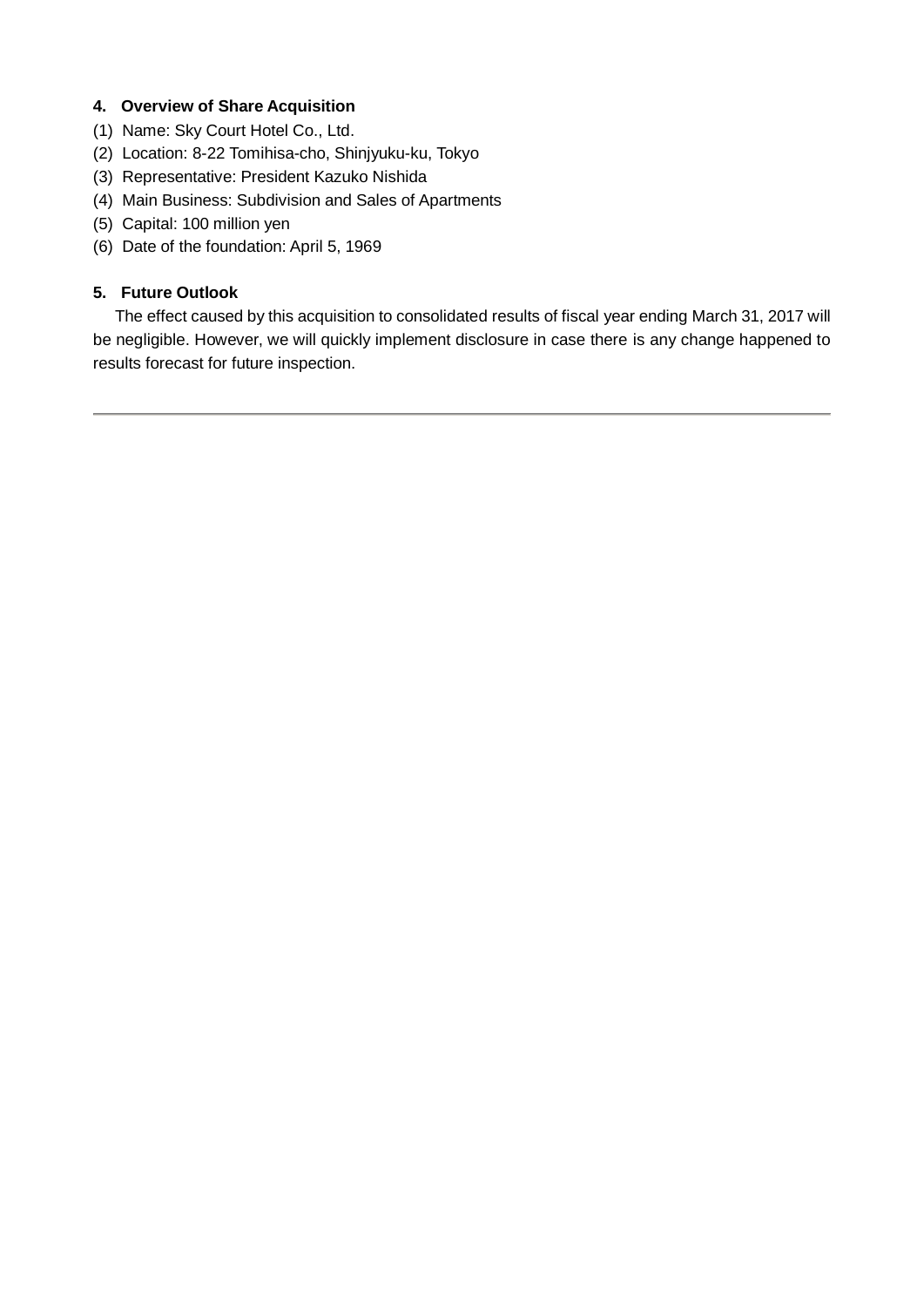## 4. Overview of Share Acquisition

(1) Name: Sky Court Hotel Co., Ltd.
(2) Location: 8-22 Tomihisa-cho, Shinjyuku-ku, Tokyo
(3) Representative: President Kazuko Nishida
(4) Main Business: Subdivision and Sales of Apartments
(5) Capital: 100 million yen
(6) Date of the foundation: April 5, 1969

## 5. Future Outlook

The effect caused by this acquisition to consolidated results of fiscal year ending March 31, 2017 will be negligible. However, we will quickly implement disclosure in case there is any change happened to results forecast for future inspection.

---